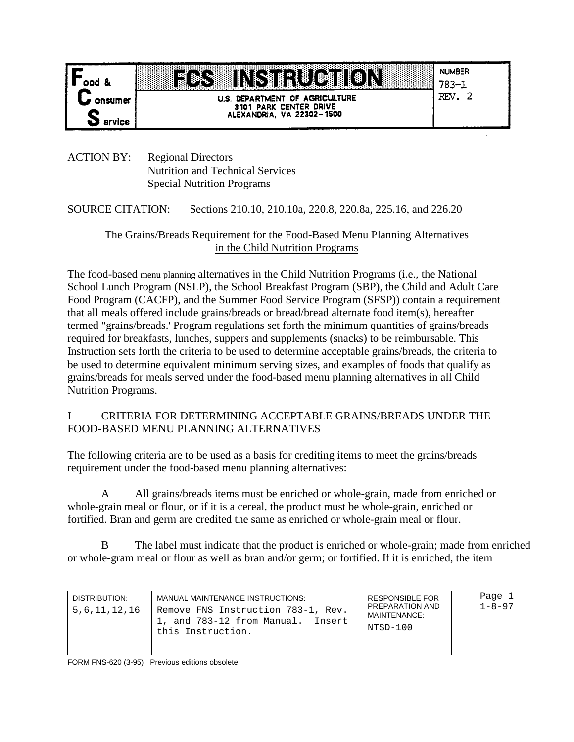| Food & Consumer Service | FCS INSTRUCTION<br>U.S. DEPARTMENT OF AGRICULTURE<br>3101 PARK CENTER DRIVE<br>ALEXANDRIA, VA 22302-1500 | NUMBER<br>783-1<br>REV. 2 |
| --- | --- | --- |

ACTION BY: Regional Directors
Nutrition and Technical Services
Special Nutrition Programs

SOURCE CITATION: Sections 210.10, 210.10a, 220.8, 220.8a, 225.16, and 226.20

## The Grains/Breads Requirement for the Food-Based Menu Planning Alternatives in the Child Nutrition Programs

The food-based menu planning alternatives in the Child Nutrition Programs (i.e., the National School Lunch Program (NSLP), the School Breakfast Program (SBP), the Child and Adult Care Food Program (CACFP), and the Summer Food Service Program (SFSP)) contain a requirement that all meals offered include grains/breads or bread/bread alternate food item(s), hereafter termed "grains/breads.' Program regulations set forth the minimum quantities of grains/breads required for breakfasts, lunches, suppers and supplements (snacks) to be reimbursable. This Instruction sets forth the criteria to be used to determine acceptable grains/breads, the criteria to be used to determine equivalent minimum serving sizes, and examples of foods that qualify as grains/breads for meals served under the food-based menu planning alternatives in all Child Nutrition Programs.

## I CRITERIA FOR DETERMINING ACCEPTABLE GRAINS/BREADS UNDER THE FOOD-BASED MENU PLANNING ALTERNATIVES

The following criteria are to be used as a basis for crediting items to meet the grains/breads requirement under the food-based menu planning alternatives:

A All grains/breads items must be enriched or whole-grain, made from enriched or whole-grain meal or flour, or if it is a cereal, the product must be whole-grain, enriched or fortified. Bran and germ are credited the same as enriched or whole-grain meal or flour.

B The label must indicate that the product is enriched or whole-grain; made from enriched or whole-gram meal or flour as well as bran and/or germ; or fortified. If it is enriched, the item

| DISTRIBUTION: | MANUAL MAINTENANCE INSTRUCTIONS: | RESPONSIBLE FOR PREPARATION AND MAINTENANCE: | Page 1 |
| --- | --- | --- | --- |
| 5,6,11,12,16 | Remove FNS Instruction 783-1, Rev. 1, and 783-12 from Manual. Insert this Instruction. | NTSD-100 | 1-8-97 |

FORM FNS-620 (3-95) Previous editions obsolete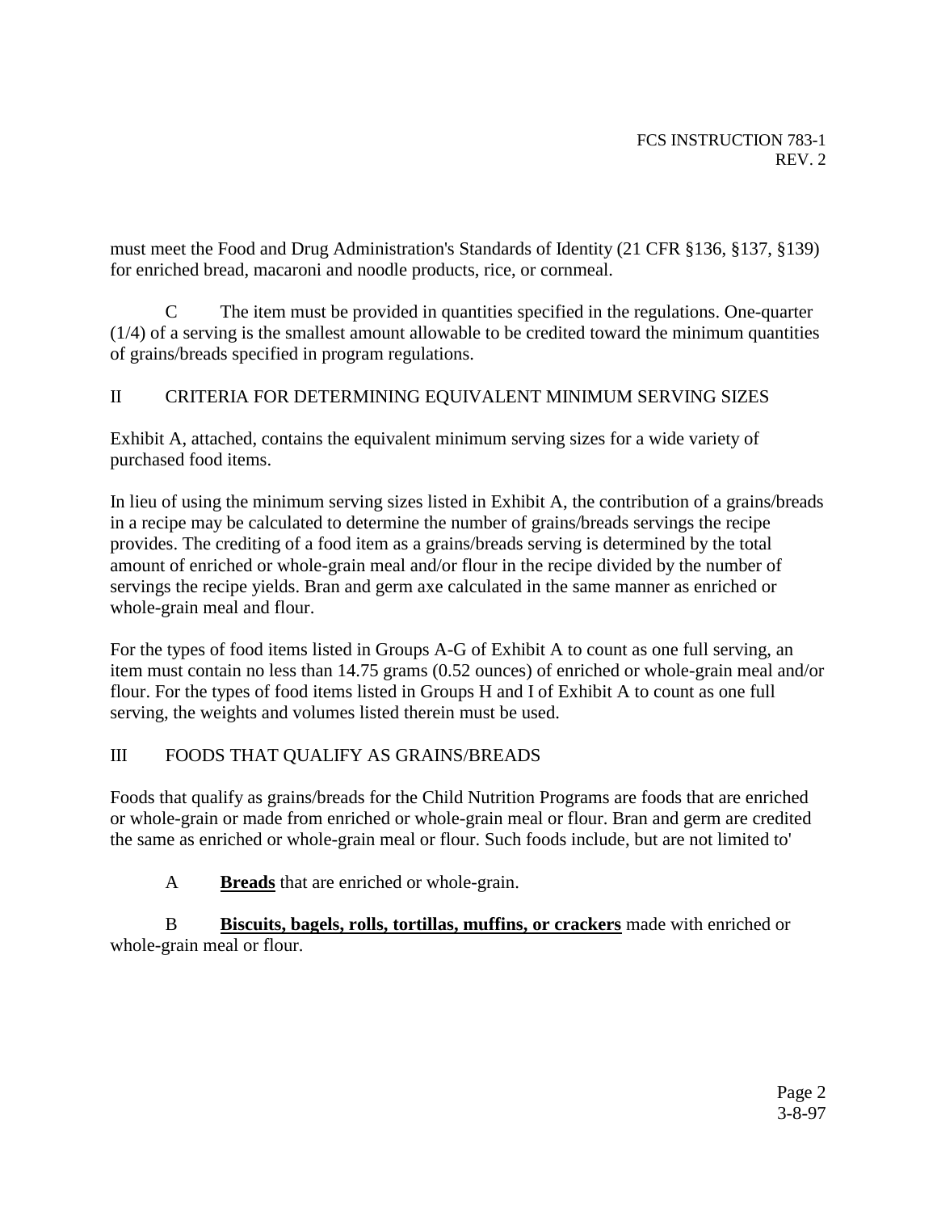must meet the Food and Drug Administration's Standards of Identity (21 CFR §136, §137, §139) for enriched bread, macaroni and noodle products, rice, or cornmeal.

C The item must be provided in quantities specified in the regulations. One-quarter (1/4) of a serving is the smallest amount allowable to be credited toward the minimum quantities of grains/breads specified in program regulations.

## II CRITERIA FOR DETERMINING EQUIVALENT MINIMUM SERVING SIZES

Exhibit A, attached, contains the equivalent minimum serving sizes for a wide variety of purchased food items.

In lieu of using the minimum serving sizes listed in Exhibit A, the contribution of a grains/breads in a recipe may be calculated to determine the number of grains/breads servings the recipe provides. The crediting of a food item as a grains/breads serving is determined by the total amount of enriched or whole-grain meal and/or flour in the recipe divided by the number of servings the recipe yields. Bran and germ axe calculated in the same manner as enriched or whole-grain meal and flour.

For the types of food items listed in Groups A-G of Exhibit A to count as one full serving, an item must contain no less than 14.75 grams (0.52 ounces) of enriched or whole-grain meal and/or flour. For the types of food items listed in Groups H and I of Exhibit A to count as one full serving, the weights and volumes listed therein must be used.

## III FOODS THAT QUALIFY AS GRAINS/BREADS

Foods that qualify as grains/breads for the Child Nutrition Programs are foods that are enriched or whole-grain or made from enriched or whole-grain meal or flour. Bran and germ are credited the same as enriched or whole-grain meal or flour. Such foods include, but are not limited to'

A **Breads** that are enriched or whole-grain.

B **Biscuits, bagels, rolls, tortillas, muffins, or crackers** made with enriched or whole-grain meal or flour.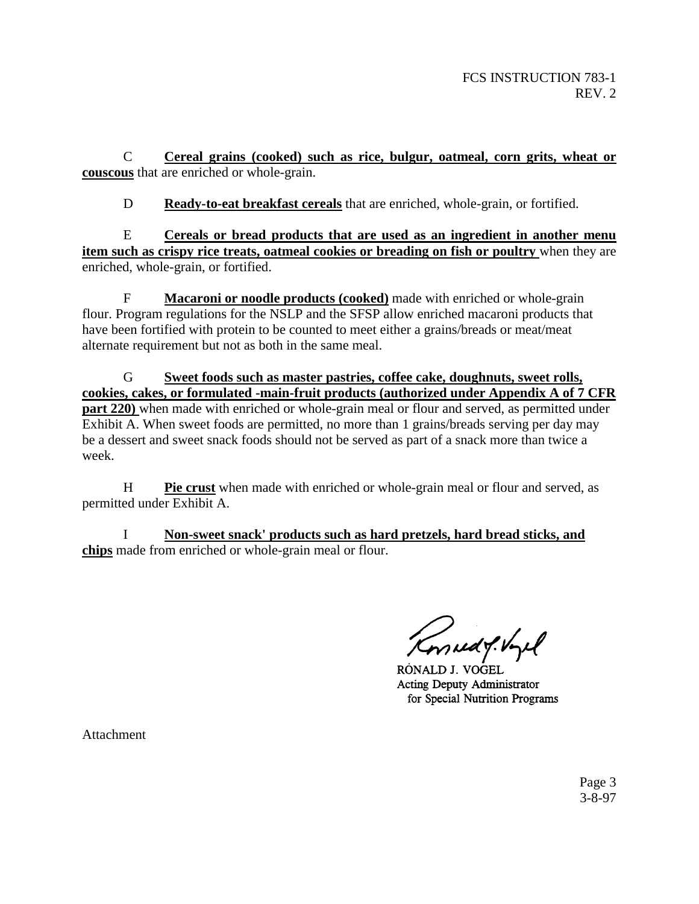C **Cereal grains (cooked) such as rice, bulgur, oatmeal, corn grits, wheat or couscous** that are enriched or whole-grain.

D **Ready-to-eat breakfast cereals** that are enriched, whole-grain, or fortified.

E **Cereals or bread products that are used as an ingredient in another menu item such as crispy rice treats, oatmeal cookies or breading on fish or poultry** when they are enriched, whole-grain, or fortified.

F **Macaroni or noodle products (cooked)** made with enriched or whole-grain flour. Program regulations for the NSLP and the SFSP allow enriched macaroni products that have been fortified with protein to be counted to meet either a grains/breads or meat/meat alternate requirement but not as both in the same meal.

G **Sweet foods such as master pastries, coffee cake, doughnuts, sweet rolls, cookies, cakes, or formulated -main-fruit products (authorized under Appendix A of 7 CFR part 220)** when made with enriched or whole-grain meal or flour and served, as permitted under Exhibit A. When sweet foods are permitted, no more than 1 grains/breads serving per day may be a dessert and sweet snack foods should not be served as part of a snack more than twice a week.

H **Pie crust** when made with enriched or whole-grain meal or flour and served, as permitted under Exhibit A.

I **Non-sweet snack' products such as hard pretzels, hard bread sticks, and chips** made from enriched or whole-grain meal or flour.

RONALD J. VOGEL
Acting Deputy Administrator
for Special Nutrition Programs

Attachment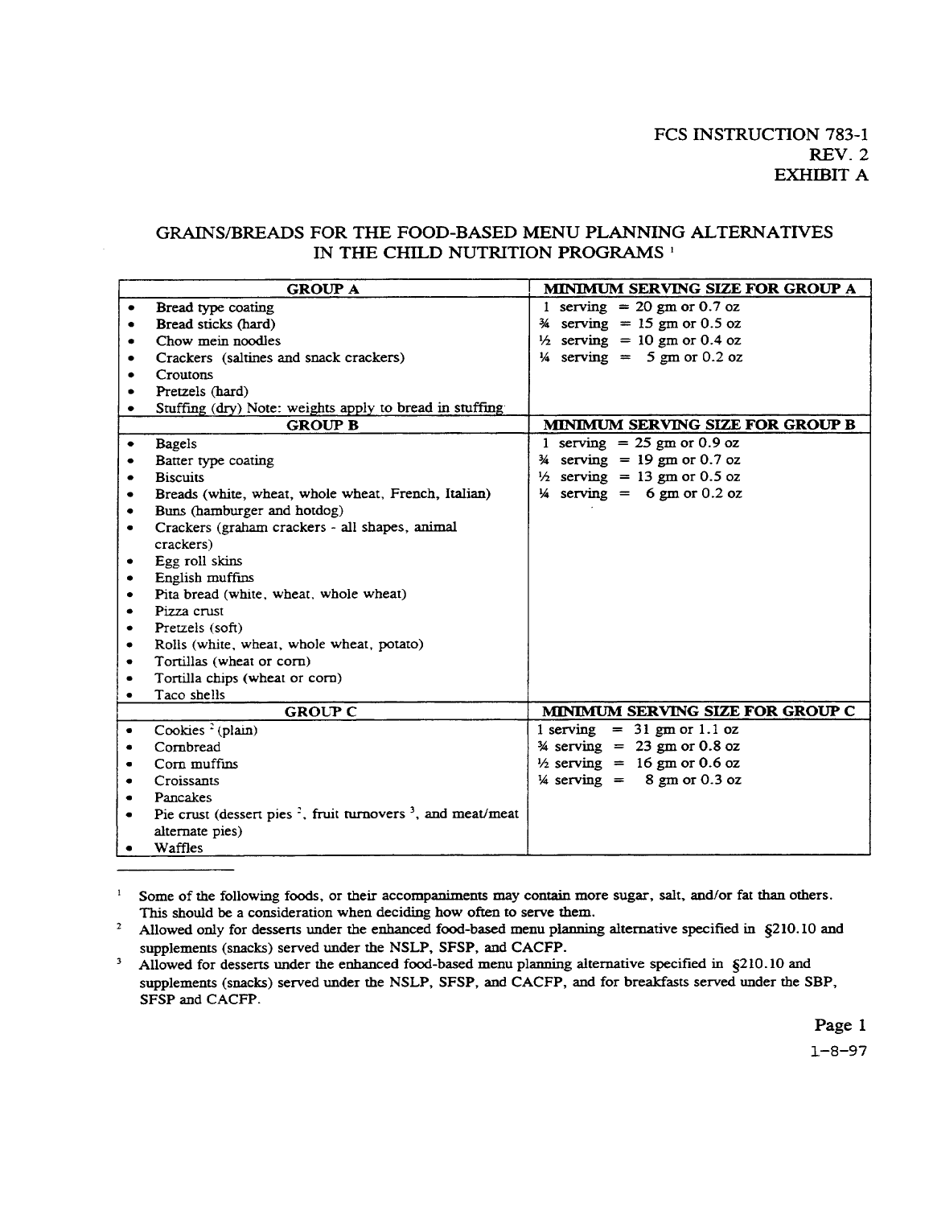FCS INSTRUCTION 783-1
REV. 2
EXHIBIT A

## GRAINS/BREADS FOR THE FOOD-BASED MENU PLANNING ALTERNATIVES IN THE CHILD NUTRITION PROGRAMS [1]

| GROUP A | MINIMUM SERVING SIZE FOR GROUP A |
|---|---|
| • Bread type coating<br>• Bread sticks (hard)<br>• Chow mein noodles<br>• Crackers (saltines and snack crackers)<br>• Croutons<br>• Pretzels (hard)<br>• Stuffing (dry) Note: weights apply to bread in stuffing | 1 serving = 20 gm or 0.7 oz<br>¾ serving = 15 gm or 0.5 oz<br>½ serving = 10 gm or 0.4 oz<br>¼ serving = 5 gm or 0.2 oz |
| **GROUP B** | **MINIMUM SERVING SIZE FOR GROUP B** |
| • Bagels<br>• Batter type coating<br>• Biscuits<br>• Breads (white, wheat, whole wheat, French, Italian)<br>• Buns (hamburger and hotdog)<br>• Crackers (graham crackers - all shapes, animal crackers)<br>• Egg roll skins<br>• English muffins<br>• Pita bread (white, wheat, whole wheat)<br>• Pizza crust<br>• Pretzels (soft)<br>• Rolls (white, wheat, whole wheat, potato)<br>• Tortillas (wheat or corn)<br>• Tortilla chips (wheat or corn)<br>• Taco shells | 1 serving = 25 gm or 0.9 oz<br>¾ serving = 19 gm or 0.7 oz<br>½ serving = 13 gm or 0.5 oz<br>¼ serving = 6 gm or 0.2 oz |
| **GROUP C** | **MINIMUM SERVING SIZE FOR GROUP C** |
| • Cookies [2] (plain)<br>• Cornbread<br>• Corn muffins<br>• Croissants<br>• Pancakes<br>• Pie crust (dessert pies [2], fruit turnovers [3], and meat/meat alternate pies)<br>• Waffles | 1 serving = 31 gm or 1.1 oz<br>¾ serving = 23 gm or 0.8 oz<br>½ serving = 16 gm or 0.6 oz<br>¼ serving = 8 gm or 0.3 oz |

[1] Some of the following foods, or their accompaniments may contain more sugar, salt, and/or fat than others. This should be a consideration when deciding how often to serve them.

[2] Allowed only for desserts under the enhanced food-based menu planning alternative specified in §210.10 and supplements (snacks) served under the NSLP, SFSP, and CACFP.

[3] Allowed for desserts under the enhanced food-based menu planning alternative specified in §210.10 and supplements (snacks) served under the NSLP, SFSP, and CACFP, and for breakfasts served under the SBP, SFSP and CACFP.

1-8-97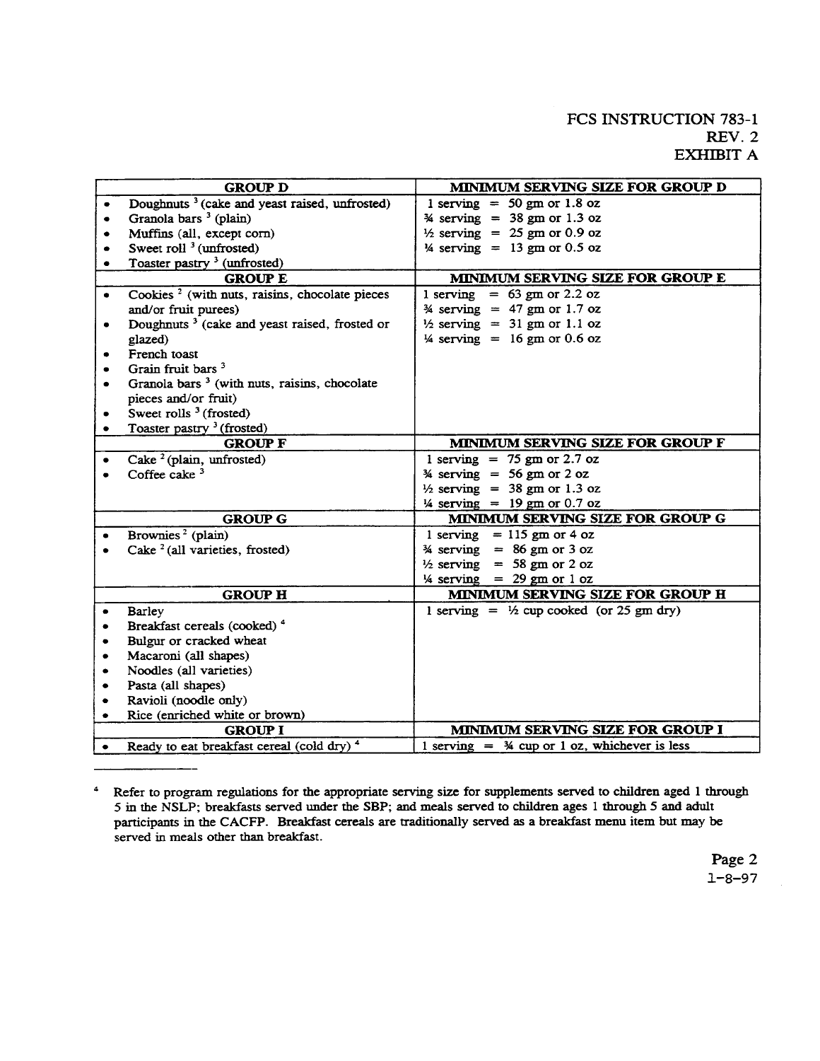FCS INSTRUCTION 783-1
REV. 2
EXHIBIT A

| GROUP D | MINIMUM SERVING SIZE FOR GROUP D |
|---|---|
| • Doughnuts [3] (cake and yeast raised, unfrosted)<br>• Granola bars [3] (plain)<br>• Muffins (all, except corn)<br>• Sweet roll [3] (unfrosted)<br>• Toaster pastry [3] (unfrosted) | 1 serving = 50 gm or 1.8 oz<br>¾ serving = 38 gm or 1.3 oz<br>½ serving = 25 gm or 0.9 oz<br>¼ serving = 13 gm or 0.5 oz |
| **GROUP E** | **MINIMUM SERVING SIZE FOR GROUP E** |
| • Cookies [2] (with nuts, raisins, chocolate pieces and/or fruit purees)<br>• Doughnuts [3] (cake and yeast raised, frosted or glazed)<br>• French toast<br>• Grain fruit bars [3]<br>• Granola bars [3] (with nuts, raisins, chocolate pieces and/or fruit)<br>• Sweet rolls [3] (frosted)<br>• Toaster pastry [3] (frosted) | 1 serving = 63 gm or 2.2 oz<br>¾ serving = 47 gm or 1.7 oz<br>½ serving = 31 gm or 1.1 oz<br>¼ serving = 16 gm or 0.6 oz |
| **GROUP F** | **MINIMUM SERVING SIZE FOR GROUP F** |
| • Cake [2] (plain, unfrosted)<br>• Coffee cake [3] | 1 serving = 75 gm or 2.7 oz<br>¾ serving = 56 gm or 2 oz<br>½ serving = 38 gm or 1.3 oz<br>¼ serving = 19 gm or 0.7 oz |
| **GROUP G** | **MINIMUM SERVING SIZE FOR GROUP G** |
| • Brownies [2] (plain)<br>• Cake [2] (all varieties, frosted) | 1 serving = 115 gm or 4 oz<br>¾ serving = 86 gm or 3 oz<br>½ serving = 58 gm or 2 oz<br>¼ serving = 29 gm or 1 oz |
| **GROUP H** | **MINIMUM SERVING SIZE FOR GROUP H** |
| • Barley<br>• Breakfast cereals (cooked) [4]<br>• Bulgur or cracked wheat<br>• Macaroni (all shapes)<br>• Noodles (all varieties)<br>• Pasta (all shapes)<br>• Ravioli (noodle only)<br>• Rice (enriched white or brown) | 1 serving = ½ cup cooked (or 25 gm dry) |
| **GROUP I** | **MINIMUM SERVING SIZE FOR GROUP I** |
| • Ready to eat breakfast cereal (cold dry) [4] | 1 serving = ¾ cup or 1 oz, whichever is less |

[4] Refer to program regulations for the appropriate serving size for supplements served to children aged 1 through 5 in the NSLP; breakfasts served under the SBP; and meals served to children ages 1 through 5 and adult participants in the CACFP. Breakfast cereals are traditionally served as a breakfast menu item but may be served in meals other than breakfast.

1-8-97